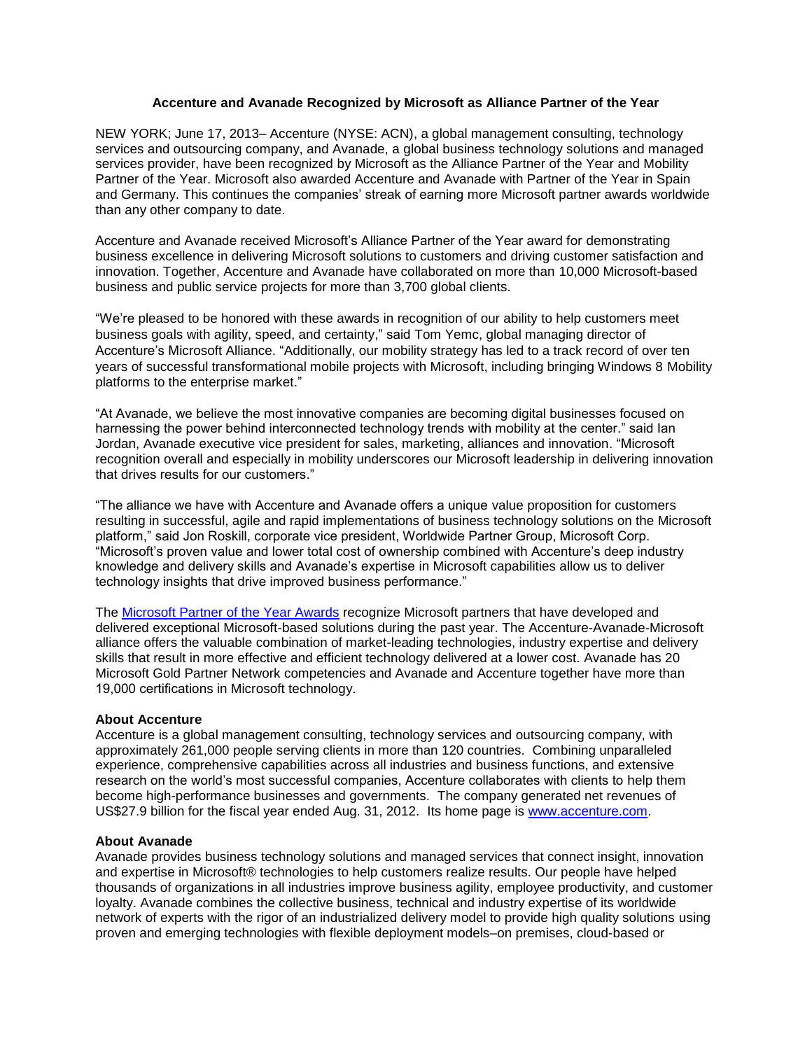# Accenture and Avanade Recognized by Microsoft as Alliance Partner of the Year

NEW YORK; June 17, 2013– Accenture (NYSE: ACN), a global management consulting, technology services and outsourcing company, and Avanade, a global business technology solutions and managed services provider, have been recognized by Microsoft as the Alliance Partner of the Year and Mobility Partner of the Year. Microsoft also awarded Accenture and Avanade with Partner of the Year in Spain and Germany. This continues the companies' streak of earning more Microsoft partner awards worldwide than any other company to date.

Accenture and Avanade received Microsoft's Alliance Partner of the Year award for demonstrating business excellence in delivering Microsoft solutions to customers and driving customer satisfaction and innovation. Together, Accenture and Avanade have collaborated on more than 10,000 Microsoft-based business and public service projects for more than 3,700 global clients.

"We're pleased to be honored with these awards in recognition of our ability to help customers meet business goals with agility, speed, and certainty," said Tom Yemc, global managing director of Accenture's Microsoft Alliance. "Additionally, our mobility strategy has led to a track record of over ten years of successful transformational mobile projects with Microsoft, including bringing Windows 8 Mobility platforms to the enterprise market."

"At Avanade, we believe the most innovative companies are becoming digital businesses focused on harnessing the power behind interconnected technology trends with mobility at the center." said Ian Jordan, Avanade executive vice president for sales, marketing, alliances and innovation. "Microsoft recognition overall and especially in mobility underscores our Microsoft leadership in delivering innovation that drives results for our customers."

"The alliance we have with Accenture and Avanade offers a unique value proposition for customers resulting in successful, agile and rapid implementations of business technology solutions on the Microsoft platform," said Jon Roskill, corporate vice president, Worldwide Partner Group, Microsoft Corp. "Microsoft's proven value and lower total cost of ownership combined with Accenture's deep industry knowledge and delivery skills and Avanade's expertise in Microsoft capabilities allow us to deliver technology insights that drive improved business performance."

The Microsoft Partner of the Year Awards recognize Microsoft partners that have developed and delivered exceptional Microsoft-based solutions during the past year. The Accenture-Avanade-Microsoft alliance offers the valuable combination of market-leading technologies, industry expertise and delivery skills that result in more effective and efficient technology delivered at a lower cost. Avanade has 20 Microsoft Gold Partner Network competencies and Avanade and Accenture together have more than 19,000 certifications in Microsoft technology.

**About Accenture**
Accenture is a global management consulting, technology services and outsourcing company, with approximately 261,000 people serving clients in more than 120 countries. Combining unparalleled experience, comprehensive capabilities across all industries and business functions, and extensive research on the world's most successful companies, Accenture collaborates with clients to help them become high-performance businesses and governments. The company generated net revenues of US$27.9 billion for the fiscal year ended Aug. 31, 2012. Its home page is www.accenture.com.

**About Avanade**
Avanade provides business technology solutions and managed services that connect insight, innovation and expertise in Microsoft® technologies to help customers realize results. Our people have helped thousands of organizations in all industries improve business agility, employee productivity, and customer loyalty. Avanade combines the collective business, technical and industry expertise of its worldwide network of experts with the rigor of an industrialized delivery model to provide high quality solutions using proven and emerging technologies with flexible deployment models–on premises, cloud-based or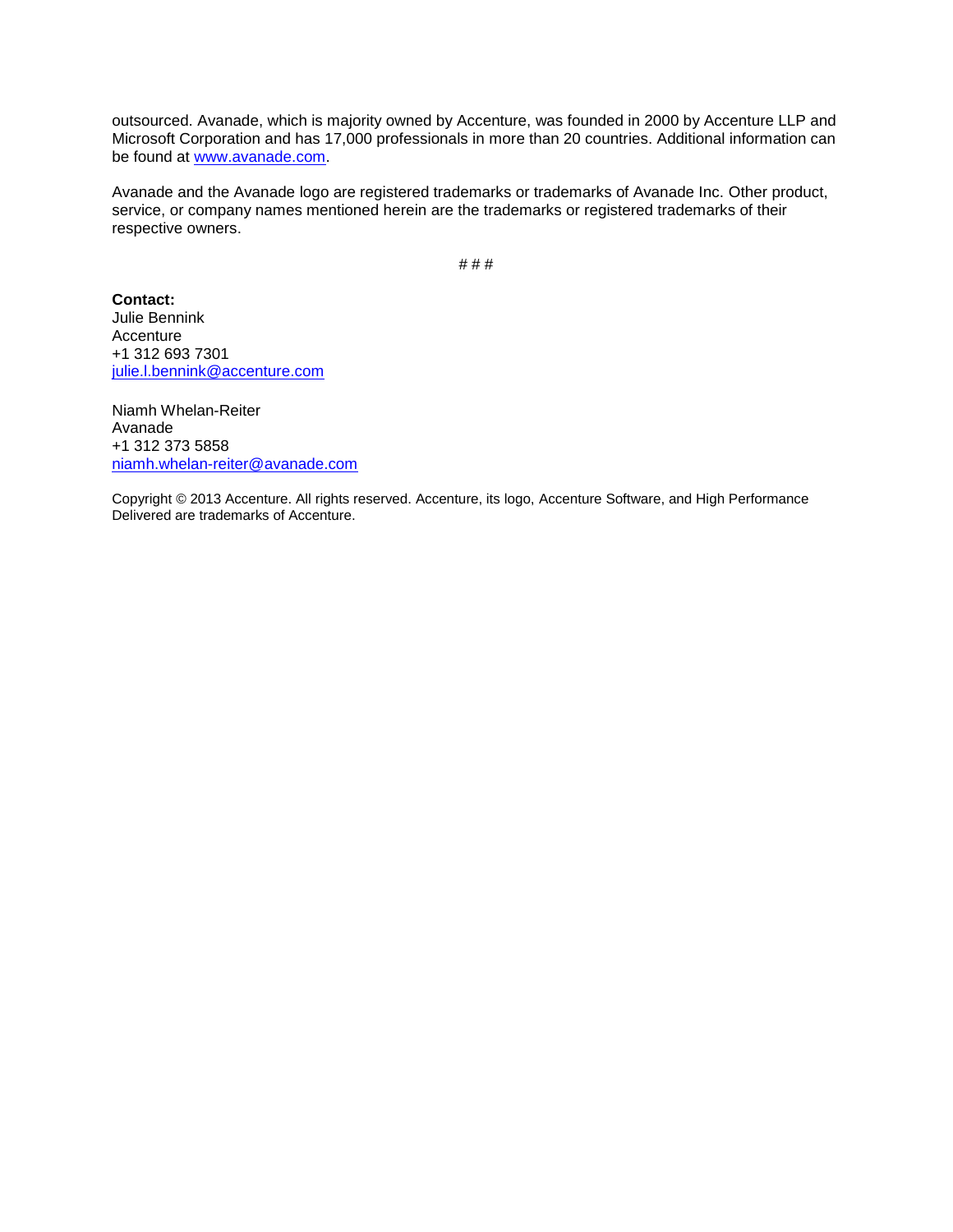outsourced. Avanade, which is majority owned by Accenture, was founded in 2000 by Accenture LLP and Microsoft Corporation and has 17,000 professionals in more than 20 countries. Additional information can be found at www.avanade.com.

Avanade and the Avanade logo are registered trademarks or trademarks of Avanade Inc. Other product, service, or company names mentioned herein are the trademarks or registered trademarks of their respective owners.

# # #

**Contact:**
Julie Bennink
Accenture
+1 312 693 7301
julie.l.bennink@accenture.com

Niamh Whelan-Reiter
Avanade
+1 312 373 5858
niamh.whelan-reiter@avanade.com

Copyright © 2013 Accenture. All rights reserved. Accenture, its logo, Accenture Software, and High Performance Delivered are trademarks of Accenture.